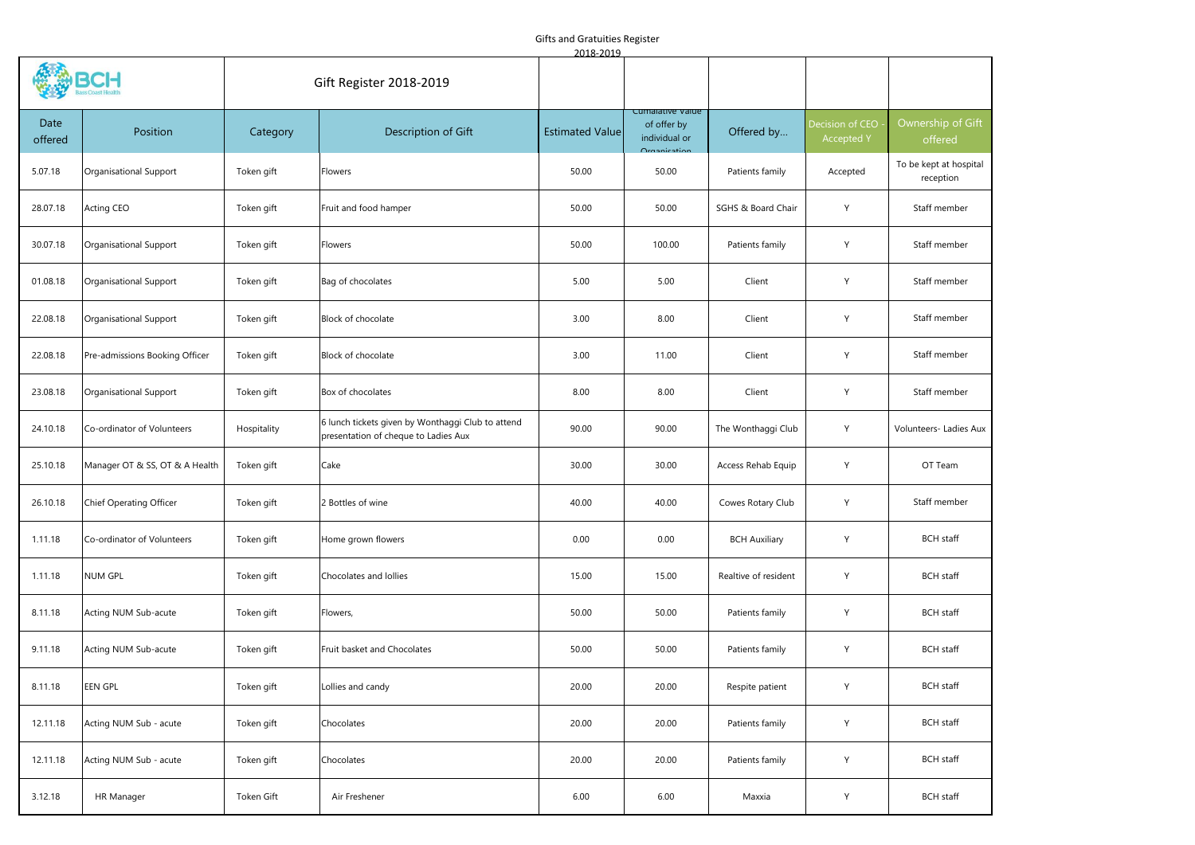# Gifts and Gratuities Register

2018-2019

| BCH Bass Coast Health | Gift Register 2018-2019 | | | | | | | |
|---|---|---|---|---|---|---|---|---|
| Date offered | Position | Category | Description of Gift | Estimated Value | Cumulative value of offer by individual or Organisation | Offered by... | Decision of CEO - Accepted Y | Ownership of Gift offered |
| 5.07.18 | Organisational Support | Token gift | Flowers | 50.00 | 50.00 | Patients family | Accepted | To be kept at hospital reception |
| 28.07.18 | Acting CEO | Token gift | Fruit and food hamper | 50.00 | 50.00 | SGHS & Board Chair | Y | Staff member |
| 30.07.18 | Organisational Support | Token gift | Flowers | 50.00 | 100.00 | Patients family | Y | Staff member |
| 01.08.18 | Organisational Support | Token gift | Bag of chocolates | 5.00 | 5.00 | Client | Y | Staff member |
| 22.08.18 | Organisational Support | Token gift | Block of chocolate | 3.00 | 8.00 | Client | Y | Staff member |
| 22.08.18 | Pre-admissions Booking Officer | Token gift | Block of chocolate | 3.00 | 11.00 | Client | Y | Staff member |
| 23.08.18 | Organisational Support | Token gift | Box of chocolates | 8.00 | 8.00 | Client | Y | Staff member |
| 24.10.18 | Co-ordinator of Volunteers | Hospitality | 6 lunch tickets given by Wonthaggi Club to attend presentation of cheque to Ladies Aux | 90.00 | 90.00 | The Wonthaggi Club | Y | Volunteers- Ladies Aux |
| 25.10.18 | Manager OT & SS, OT & A Health | Token gift | Cake | 30.00 | 30.00 | Access Rehab Equip | Y | OT Team |
| 26.10.18 | Chief Operating Officer | Token gift | 2 Bottles of wine | 40.00 | 40.00 | Cowes Rotary Club | Y | Staff member |
| 1.11.18 | Co-ordinator of Volunteers | Token gift | Home grown flowers | 0.00 | 0.00 | BCH Auxiliary | Y | BCH staff |
| 1.11.18 | NUM GPL | Token gift | Chocolates and lollies | 15.00 | 15.00 | Realtive of resident | Y | BCH staff |
| 8.11.18 | Acting NUM Sub-acute | Token gift | Flowers, | 50.00 | 50.00 | Patients family | Y | BCH staff |
| 9.11.18 | Acting NUM Sub-acute | Token gift | Fruit basket and Chocolates | 50.00 | 50.00 | Patients family | Y | BCH staff |
| 8.11.18 | EEN GPL | Token gift | Lollies and candy | 20.00 | 20.00 | Respite patient | Y | BCH staff |
| 12.11.18 | Acting NUM Sub - acute | Token gift | Chocolates | 20.00 | 20.00 | Patients family | Y | BCH staff |
| 12.11.18 | Acting NUM Sub - acute | Token gift | Chocolates | 20.00 | 20.00 | Patients family | Y | BCH staff |
| 3.12.18 | HR Manager | Token Gift | Air Freshener | 6.00 | 6.00 | Maxxia | Y | BCH staff |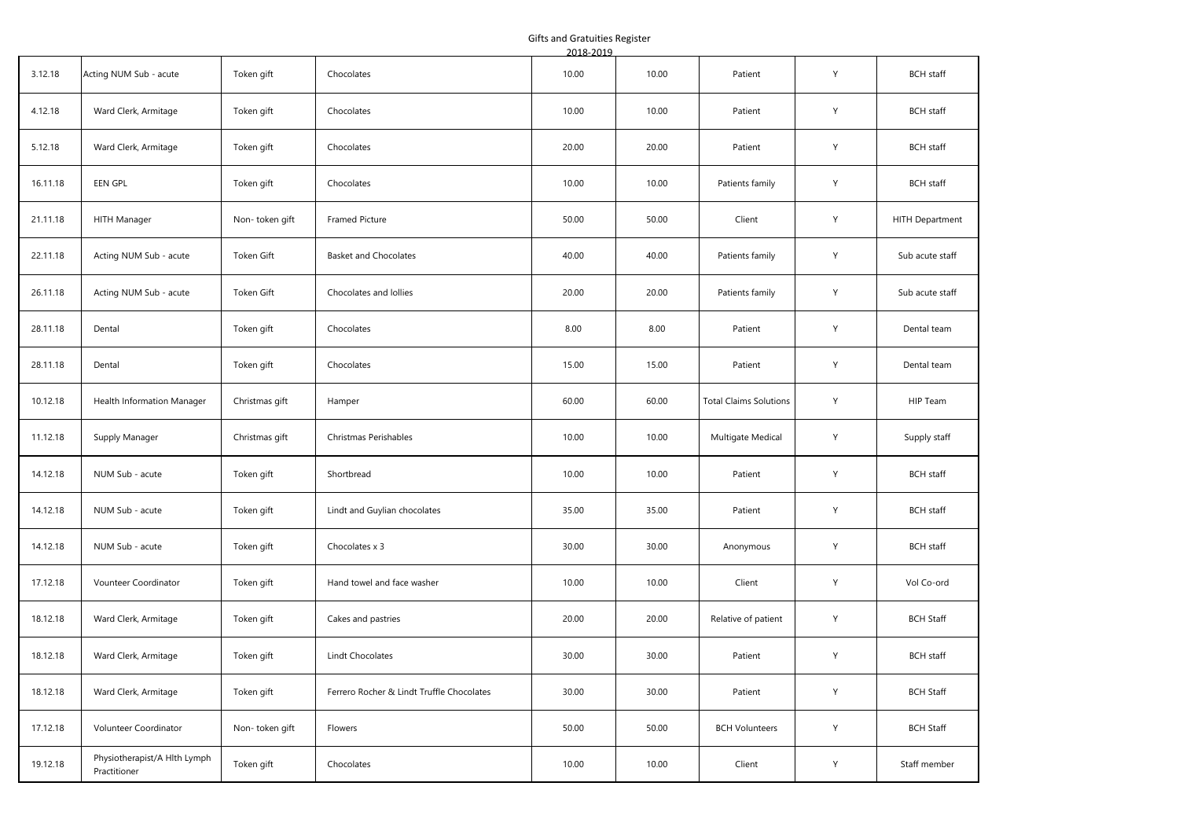Gifts and Gratuities Register

2018-2019

| | | | | | | | | |
|---|---|---|---|---|---|---|---|---|
| 3.12.18 | Acting NUM Sub - acute | Token gift | Chocolates | 10.00 | 10.00 | Patient | Y | BCH staff |
| 4.12.18 | Ward Clerk, Armitage | Token gift | Chocolates | 10.00 | 10.00 | Patient | Y | BCH staff |
| 5.12.18 | Ward Clerk, Armitage | Token gift | Chocolates | 20.00 | 20.00 | Patient | Y | BCH staff |
| 16.11.18 | EEN GPL | Token gift | Chocolates | 10.00 | 10.00 | Patients family | Y | BCH staff |
| 21.11.18 | HITH Manager | Non- token gift | Framed Picture | 50.00 | 50.00 | Client | Y | HITH Department |
| 22.11.18 | Acting NUM Sub - acute | Token Gift | Basket and Chocolates | 40.00 | 40.00 | Patients family | Y | Sub acute staff |
| 26.11.18 | Acting NUM Sub - acute | Token Gift | Chocolates and lollies | 20.00 | 20.00 | Patients family | Y | Sub acute staff |
| 28.11.18 | Dental | Token gift | Chocolates | 8.00 | 8.00 | Patient | Y | Dental team |
| 28.11.18 | Dental | Token gift | Chocolates | 15.00 | 15.00 | Patient | Y | Dental team |
| 10.12.18 | Health Information Manager | Christmas gift | Hamper | 60.00 | 60.00 | Total Claims Solutions | Y | HIP Team |
| 11.12.18 | Supply Manager | Christmas gift | Christmas Perishables | 10.00 | 10.00 | Multigate Medical | Y | Supply staff |
| 14.12.18 | NUM Sub - acute | Token gift | Shortbread | 10.00 | 10.00 | Patient | Y | BCH staff |
| 14.12.18 | NUM Sub - acute | Token gift | Lindt and Guylian chocolates | 35.00 | 35.00 | Patient | Y | BCH staff |
| 14.12.18 | NUM Sub - acute | Token gift | Chocolates x 3 | 30.00 | 30.00 | Anonymous | Y | BCH staff |
| 17.12.18 | Vounteer Coordinator | Token gift | Hand towel and face washer | 10.00 | 10.00 | Client | Y | Vol Co-ord |
| 18.12.18 | Ward Clerk, Armitage | Token gift | Cakes and pastries | 20.00 | 20.00 | Relative of patient | Y | BCH Staff |
| 18.12.18 | Ward Clerk, Armitage | Token gift | Lindt Chocolates | 30.00 | 30.00 | Patient | Y | BCH staff |
| 18.12.18 | Ward Clerk, Armitage | Token gift | Ferrero Rocher & Lindt Truffle Chocolates | 30.00 | 30.00 | Patient | Y | BCH Staff |
| 17.12.18 | Volunteer Coordinator | Non- token gift | Flowers | 50.00 | 50.00 | BCH Volunteers | Y | BCH Staff |
| 19.12.18 | Physiotherapist/A Hlth Lymph Practitioner | Token gift | Chocolates | 10.00 | 10.00 | Client | Y | Staff member |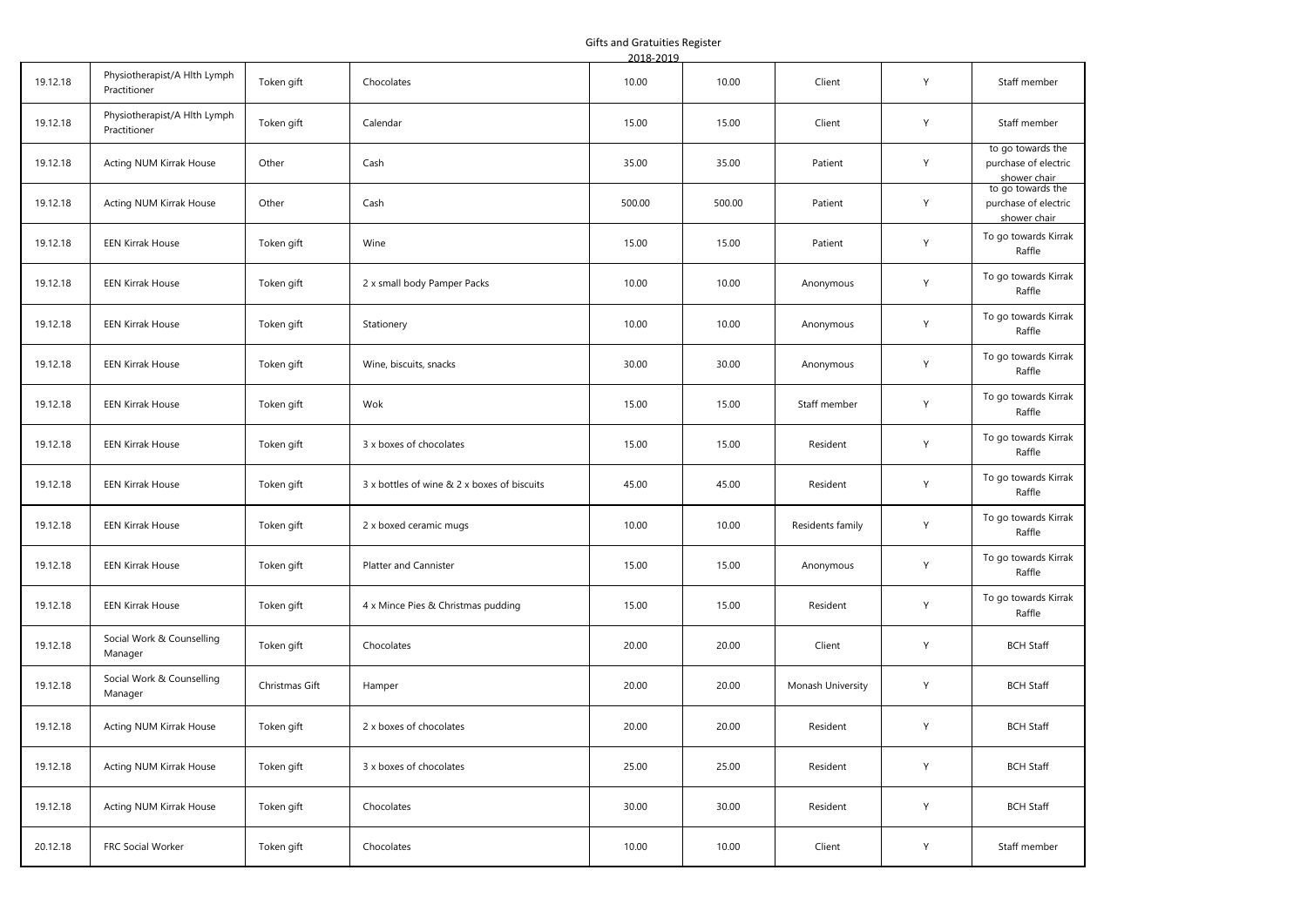Gifts and Gratuities Register
2018-2019

| | | | | | | | | |
|---|---|---|---|---|---|---|---|---|
| 19.12.18 | Physiotherapist/A Hlth Lymph Practitioner | Token gift | Chocolates | 10.00 | 10.00 | Client | Y | Staff member |
| 19.12.18 | Physiotherapist/A Hlth Lymph Practitioner | Token gift | Calendar | 15.00 | 15.00 | Client | Y | Staff member |
| 19.12.18 | Acting NUM Kirrak House | Other | Cash | 35.00 | 35.00 | Patient | Y | to go towards the purchase of electric shower chair |
| 19.12.18 | Acting NUM Kirrak House | Other | Cash | 500.00 | 500.00 | Patient | Y | to go towards the purchase of electric shower chair |
| 19.12.18 | EEN Kirrak House | Token gift | Wine | 15.00 | 15.00 | Patient | Y | To go towards Kirrak Raffle |
| 19.12.18 | EEN Kirrak House | Token gift | 2 x small body Pamper Packs | 10.00 | 10.00 | Anonymous | Y | To go towards Kirrak Raffle |
| 19.12.18 | EEN Kirrak House | Token gift | Stationery | 10.00 | 10.00 | Anonymous | Y | To go towards Kirrak Raffle |
| 19.12.18 | EEN Kirrak House | Token gift | Wine, biscuits, snacks | 30.00 | 30.00 | Anonymous | Y | To go towards Kirrak Raffle |
| 19.12.18 | EEN Kirrak House | Token gift | Wok | 15.00 | 15.00 | Staff member | Y | To go towards Kirrak Raffle |
| 19.12.18 | EEN Kirrak House | Token gift | 3 x boxes of chocolates | 15.00 | 15.00 | Resident | Y | To go towards Kirrak Raffle |
| 19.12.18 | EEN Kirrak House | Token gift | 3 x bottles of wine & 2 x boxes of biscuits | 45.00 | 45.00 | Resident | Y | To go towards Kirrak Raffle |
| 19.12.18 | EEN Kirrak House | Token gift | 2 x boxed ceramic mugs | 10.00 | 10.00 | Residents family | Y | To go towards Kirrak Raffle |
| 19.12.18 | EEN Kirrak House | Token gift | Platter and Cannister | 15.00 | 15.00 | Anonymous | Y | To go towards Kirrak Raffle |
| 19.12.18 | EEN Kirrak House | Token gift | 4 x Mince Pies & Christmas pudding | 15.00 | 15.00 | Resident | Y | To go towards Kirrak Raffle |
| 19.12.18 | Social Work & Counselling Manager | Token gift | Chocolates | 20.00 | 20.00 | Client | Y | BCH Staff |
| 19.12.18 | Social Work & Counselling Manager | Christmas Gift | Hamper | 20.00 | 20.00 | Monash University | Y | BCH Staff |
| 19.12.18 | Acting NUM Kirrak House | Token gift | 2 x boxes of chocolates | 20.00 | 20.00 | Resident | Y | BCH Staff |
| 19.12.18 | Acting NUM Kirrak House | Token gift | 3 x boxes of chocolates | 25.00 | 25.00 | Resident | Y | BCH Staff |
| 19.12.18 | Acting NUM Kirrak House | Token gift | Chocolates | 30.00 | 30.00 | Resident | Y | BCH Staff |
| 20.12.18 | FRC Social Worker | Token gift | Chocolates | 10.00 | 10.00 | Client | Y | Staff member |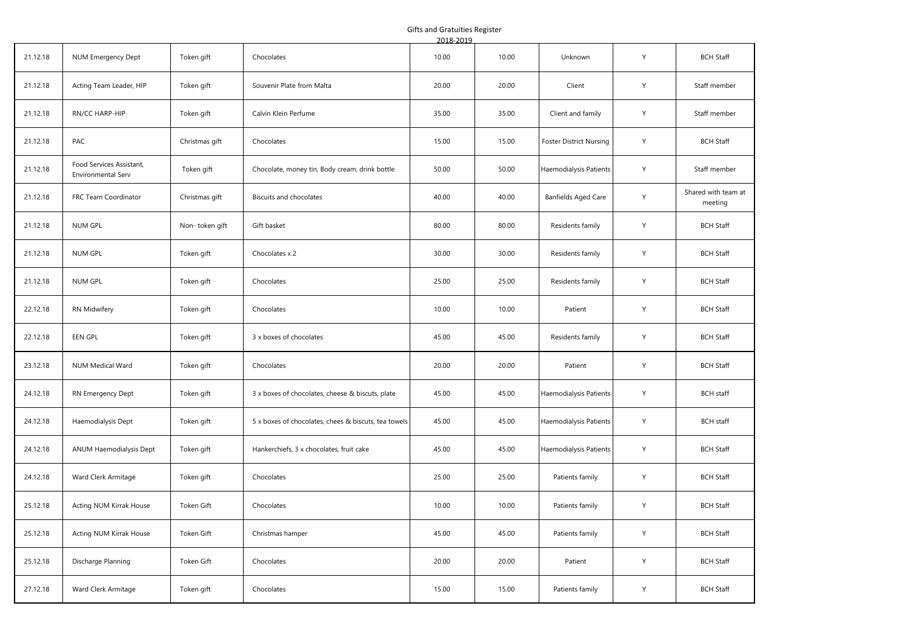Gifts and Gratuities Register
2018-2019

| | | | | | | | | |
|---|---|---|---|---|---|---|---|---|
| 21.12.18 | NUM Emergency Dept | Token gift | Chocolates | 10.00 | 10.00 | Unknown | Y | BCH Staff |
| 21.12.18 | Acting Team Leader, HIP | Token gift | Souvenir Plate from Malta | 20.00 | 20.00 | Client | Y | Staff member |
| 21.12.18 | RN/CC HARP-HIP | Token gift | Calvin Klein Perfume | 35.00 | 35.00 | Client and family | Y | Staff member |
| 21.12.18 | PAC | Christmas gift | Chocolates | 15.00 | 15.00 | Foster District Nursing | Y | BCH Staff |
| 21.12.18 | Food Services Assistant, Environmental Serv | Token gift | Chocolate, money tin, Body cream, drink bottle | 50.00 | 50.00 | Haemodialysis Patients | Y | Staff member |
| 21.12.18 | FRC Team Coordinator | Christmas gift | Biscuits and chocolates | 40.00 | 40.00 | Banfields Aged Care | Y | Shared with team at meeting |
| 21.12.18 | NUM GPL | Non- token gift | Gift basket | 80.00 | 80.00 | Residents family | Y | BCH Staff |
| 21.12.18 | NUM GPL | Token gift | Chocolates x 2 | 30.00 | 30.00 | Residents family | Y | BCH Staff |
| 21.12.18 | NUM GPL | Token gift | Chocolates | 25.00 | 25.00 | Residents family | Y | BCH Staff |
| 22.12.18 | RN Midwifery | Token gift | Chocolates | 10.00 | 10.00 | Patient | Y | BCH Staff |
| 22.12.18 | EEN GPL | Token gift | 3 x boxes of chocolates | 45.00 | 45.00 | Residents family | Y | BCH Staff |
| 23.12.18 | NUM Medical Ward | Token gift | Chocolates | 20.00 | 20.00 | Patient | Y | BCH Staff |
| 24.12.18 | RN Emergency Dept | Token gift | 3 x boxes of chocolates, cheese & biscuts, plate | 45.00 | 45.00 | Haemodialysis Patients | Y | BCH staff |
| 24.12.18 | Haemodialysis Dept | Token gift | 5 x boxes of chocolates, chees & biscuts, tea towels | 45.00 | 45.00 | Haemodialysis Patients | Y | BCH staff |
| 24.12.18 | ANUM Haemodialysis Dept | Token gift | Hankerchiefs, 3 x chocolates, fruit cake | 45.00 | 45.00 | Haemodialysis Patients | Y | BCH Staff |
| 24.12.18 | Ward Clerk Armitage | Token gift | Chocolates | 25.00 | 25.00 | Patients family | Y | BCH Staff |
| 25.12.18 | Acting NUM Kirrak House | Token Gift | Chocolates | 10.00 | 10.00 | Patients family | Y | BCH Staff |
| 25.12.18 | Acting NUM Kirrak House | Token Gift | Christmas hamper | 45.00 | 45.00 | Patients family | Y | BCH Staff |
| 25.12.18 | Discharge Planning | Token Gift | Chocolates | 20.00 | 20.00 | Patient | Y | BCH Staff |
| 27.12.18 | Ward Clerk Armitage | Token gift | Chocolates | 15.00 | 15.00 | Patients family | Y | BCH Staff |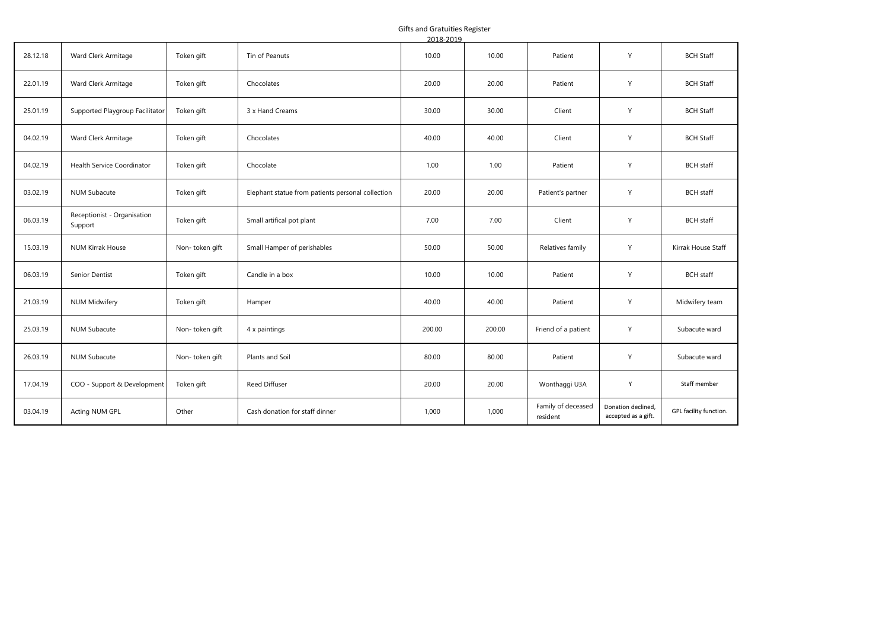Gifts and Gratuities Register
2018-2019

| | | | | | | | | |
|---|---|---|---|---|---|---|---|---|
| 28.12.18 | Ward Clerk Armitage | Token gift | Tin of Peanuts | 10.00 | 10.00 | Patient | Y | BCH Staff |
| 22.01.19 | Ward Clerk Armitage | Token gift | Chocolates | 20.00 | 20.00 | Patient | Y | BCH Staff |
| 25.01.19 | Supported Playgroup Facilitator | Token gift | 3 x Hand Creams | 30.00 | 30.00 | Client | Y | BCH Staff |
| 04.02.19 | Ward Clerk Armitage | Token gift | Chocolates | 40.00 | 40.00 | Client | Y | BCH Staff |
| 04.02.19 | Health Service Coordinator | Token gift | Chocolate | 1.00 | 1.00 | Patient | Y | BCH staff |
| 03.02.19 | NUM Subacute | Token gift | Elephant statue from patients personal collection | 20.00 | 20.00 | Patient's partner | Y | BCH staff |
| 06.03.19 | Receptionist - Organisation Support | Token gift | Small artifical pot plant | 7.00 | 7.00 | Client | Y | BCH staff |
| 15.03.19 | NUM Kirrak House | Non- token gift | Small Hamper of perishables | 50.00 | 50.00 | Relatives family | Y | Kirrak House Staff |
| 06.03.19 | Senior Dentist | Token gift | Candle in a box | 10.00 | 10.00 | Patient | Y | BCH staff |
| 21.03.19 | NUM Midwifery | Token gift | Hamper | 40.00 | 40.00 | Patient | Y | Midwifery team |
| 25.03.19 | NUM Subacute | Non- token gift | 4 x paintings | 200.00 | 200.00 | Friend of a patient | Y | Subacute ward |
| 26.03.19 | NUM Subacute | Non- token gift | Plants and Soil | 80.00 | 80.00 | Patient | Y | Subacute ward |
| 17.04.19 | COO - Support & Development | Token gift | Reed Diffuser | 20.00 | 20.00 | Wonthaggi U3A | Y | Staff member |
| 03.04.19 | Acting NUM GPL | Other | Cash donation for staff dinner | 1,000 | 1,000 | Family of deceased resident | Donation declined, accepted as a gift. | GPL facility function. |